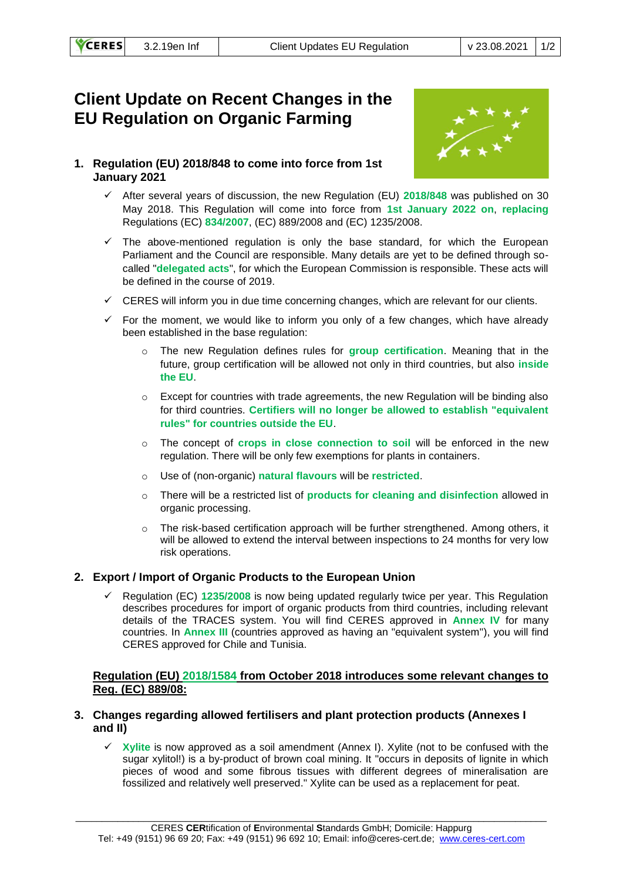# Client Update on Recent Changes in the EU Regulation on Organic Farming

## 1. Regulation (EU) 2018/848 to come into force from 1st January 2021

- ✓ After several years of discussion, the new Regulation (EU) **2018/848** was published on 30 May 2018. This Regulation will come into force from **1st January 2022 on**, **replacing** Regulations (EC) **834/2007**, (EC) 889/2008 and (EC) 1235/2008.
- ✓ The above-mentioned regulation is only the base standard, for which the European Parliament and the Council are responsible. Many details are yet to be defined through so-called "**delegated acts**", for which the European Commission is responsible. These acts will be defined in the course of 2019.
- ✓ CERES will inform you in due time concerning changes, which are relevant for our clients.
- ✓ For the moment, we would like to inform you only of a few changes, which have already been established in the base regulation:
  - The new Regulation defines rules for **group certification**. Meaning that in the future, group certification will be allowed not only in third countries, but also **inside the EU**.
  - Except for countries with trade agreements, the new Regulation will be binding also for third countries. **Certifiers will no longer be allowed to establish "equivalent rules" for countries outside the EU**.
  - The concept of **crops in close connection to soil** will be enforced in the new regulation. There will be only few exemptions for plants in containers.
  - Use of (non-organic) **natural flavours** will be **restricted**.
  - There will be a restricted list of **products for cleaning and disinfection** allowed in organic processing.
  - The risk-based certification approach will be further strengthened. Among others, it will be allowed to extend the interval between inspections to 24 months for very low risk operations.

## 2. Export / Import of Organic Products to the European Union

- ✓ Regulation (EC) **1235/2008** is now being updated regularly twice per year. This Regulation describes procedures for import of organic products from third countries, including relevant details of the TRACES system. You will find CERES approved in **Annex IV** for many countries. In **Annex III** (countries approved as having an "equivalent system"), you will find CERES approved for Chile and Tunisia.

**Regulation (EU) 2018/1584 from October 2018 introduces some relevant changes to Reg. (EC) 889/08:**

## 3. Changes regarding allowed fertilisers and plant protection products (Annexes I and II)

- ✓ **Xylite** is now approved as a soil amendment (Annex I). Xylite (not to be confused with the sugar xylitol!) is a by-product of brown coal mining. It "occurs in deposits of lignite in which pieces of wood and some fibrous tissues with different degrees of mineralisation are fossilized and relatively well preserved." Xylite can be used as a replacement for peat.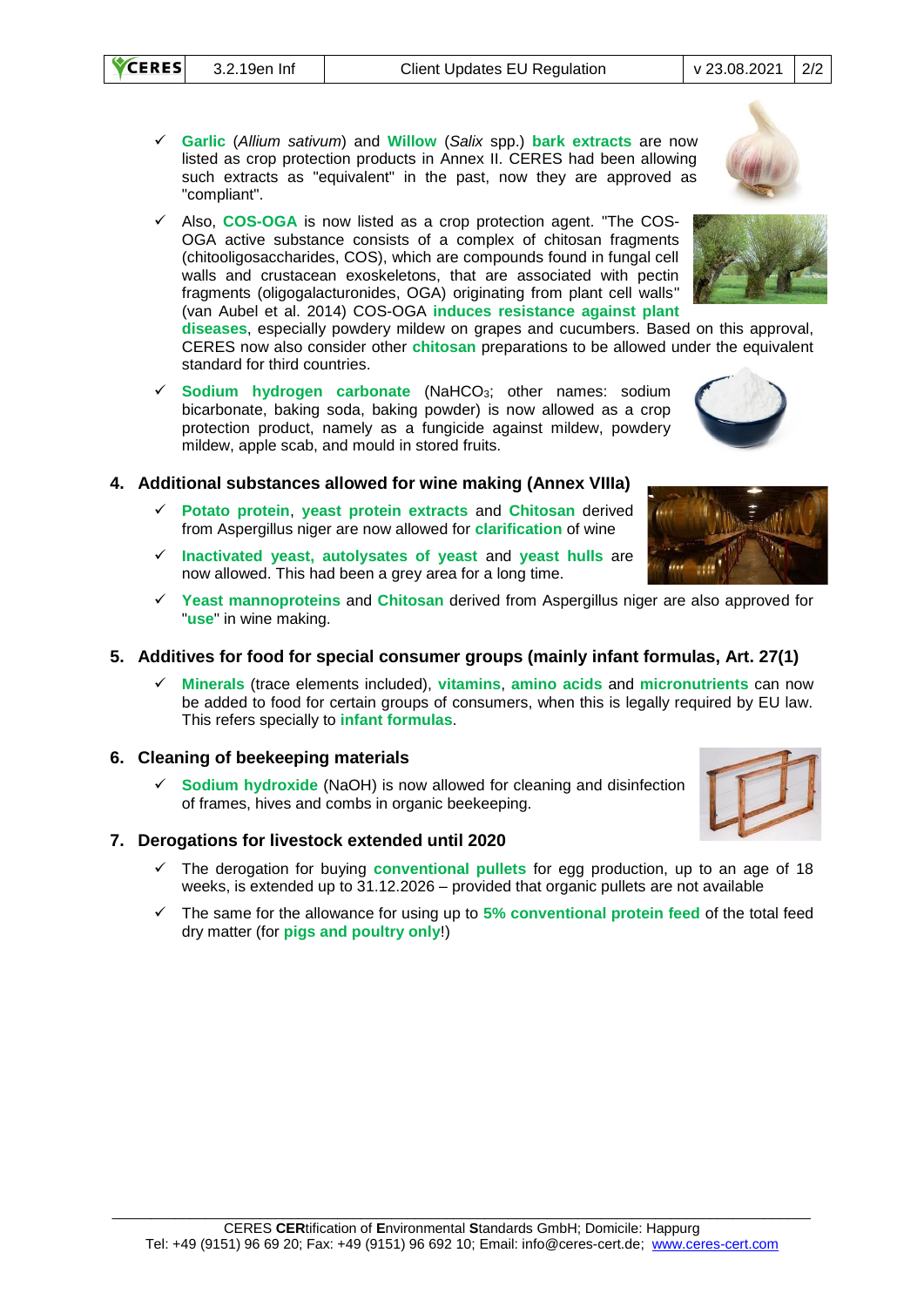- **Garlic** (*Allium sativum*) and **Willow** (*Salix* spp.) **bark extracts** are now listed as crop protection products in Annex II. CERES had been allowing such extracts as "equivalent" in the past, now they are approved as "compliant".
- Also, **COS-OGA** is now listed as a crop protection agent. "The COS-OGA active substance consists of a complex of chitosan fragments (chitooligosaccharides, COS), which are compounds found in fungal cell walls and crustacean exoskeletons, that are associated with pectin fragments (oligogalacturonides, OGA) originating from plant cell walls" (van Aubel et al. 2014) COS-OGA **induces resistance against plant diseases**, especially powdery mildew on grapes and cucumbers. Based on this approval, CERES now also consider other **chitosan** preparations to be allowed under the equivalent standard for third countries.
- **Sodium hydrogen carbonate** ($NaHCO_3$; other names: sodium bicarbonate, baking soda, baking powder) is now allowed as a crop protection product, namely as a fungicide against mildew, powdery mildew, apple scab, and mould in stored fruits.

## 4. Additional substances allowed for wine making (Annex VIIIa)

- **Potato protein**, **yeast protein extracts** and **Chitosan** derived from Aspergillus niger are now allowed for **clarification** of wine
- **Inactivated yeast, autolysates of yeast** and **yeast hulls** are now allowed. This had been a grey area for a long time.
- **Yeast mannoproteins** and **Chitosan** derived from Aspergillus niger are also approved for "**use**" in wine making.

## 5. Additives for food for special consumer groups (mainly infant formulas, Art. 27(1)

- **Minerals** (trace elements included), **vitamins**, **amino acids** and **micronutrients** can now be added to food for certain groups of consumers, when this is legally required by EU law. This refers specially to **infant formulas**.

## 6. Cleaning of beekeeping materials

- **Sodium hydroxide** (NaOH) is now allowed for cleaning and disinfection of frames, hives and combs in organic beekeeping.

## 7. Derogations for livestock extended until 2020

- The derogation for buying **conventional pullets** for egg production, up to an age of 18 weeks, is extended up to 31.12.2026 – provided that organic pullets are not available
- The same for the allowance for using up to **5% conventional protein feed** of the total feed dry matter (for **pigs and poultry only**!)